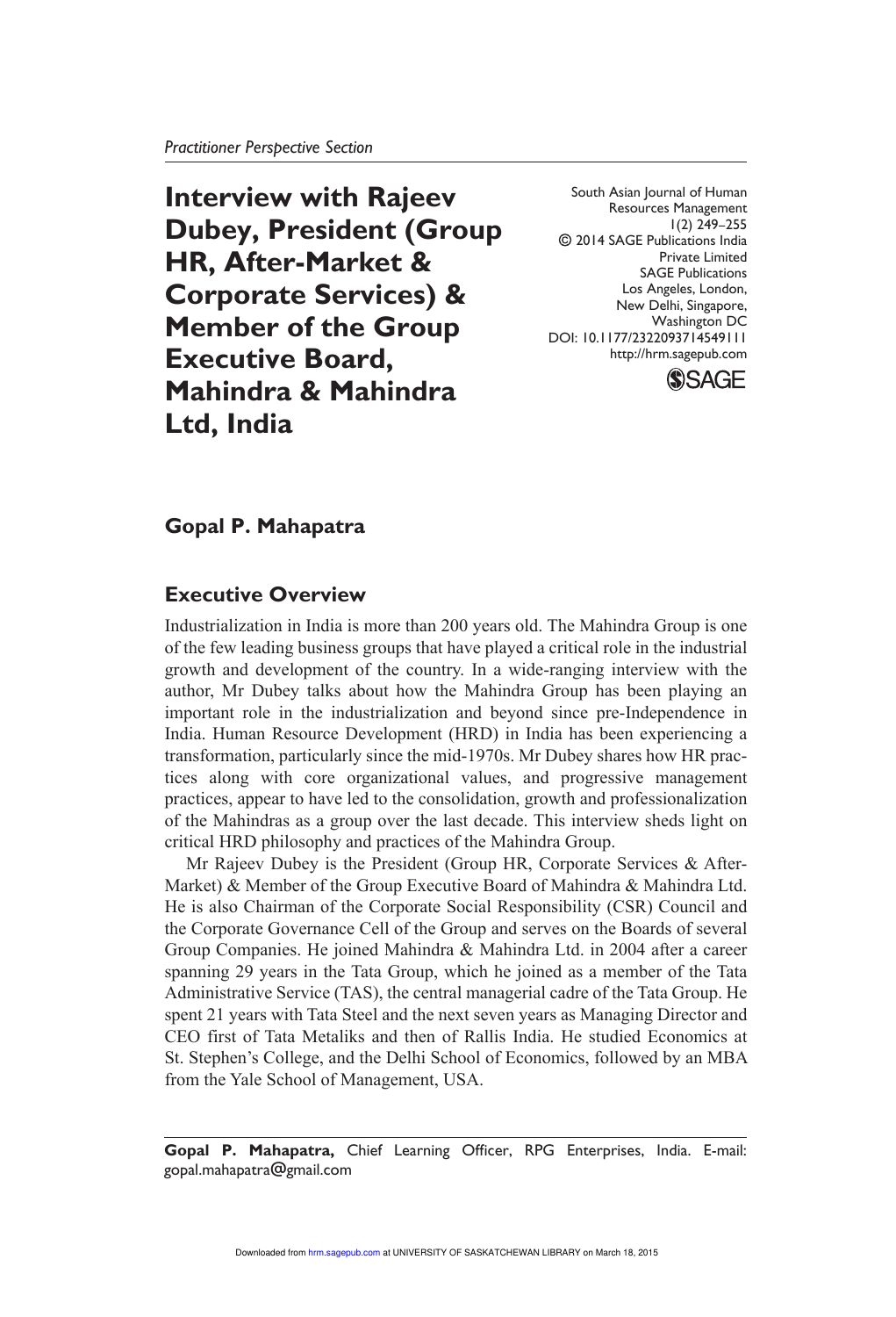*Practitioner Perspective Section*

# Interview with Rajeev Dubey, President (Group HR, After-Market & Corporate Services) & Member of the Group Executive Board, Mahindra & Mahindra Ltd, India

South Asian Journal of Human Resources Management
1(2) 249–255
© 2014 SAGE Publications India Private Limited
SAGE Publications
Los Angeles, London, New Delhi, Singapore, Washington DC
DOI: 10.1177/2322093714549111
http://hrm.sagepub.com

**Gopal P. Mahapatra**

## Executive Overview

Industrialization in India is more than 200 years old. The Mahindra Group is one of the few leading business groups that have played a critical role in the industrial growth and development of the country. In a wide-ranging interview with the author, Mr Dubey talks about how the Mahindra Group has been playing an important role in the industrialization and beyond since pre-Independence in India. Human Resource Development (HRD) in India has been experiencing a transformation, particularly since the mid-1970s. Mr Dubey shares how HR practices along with core organizational values, and progressive management practices, appear to have led to the consolidation, growth and professionalization of the Mahindras as a group over the last decade. This interview sheds light on critical HRD philosophy and practices of the Mahindra Group.

Mr Rajeev Dubey is the President (Group HR, Corporate Services & After-Market) & Member of the Group Executive Board of Mahindra & Mahindra Ltd. He is also Chairman of the Corporate Social Responsibility (CSR) Council and the Corporate Governance Cell of the Group and serves on the Boards of several Group Companies. He joined Mahindra & Mahindra Ltd. in 2004 after a career spanning 29 years in the Tata Group, which he joined as a member of the Tata Administrative Service (TAS), the central managerial cadre of the Tata Group. He spent 21 years with Tata Steel and the next seven years as Managing Director and CEO first of Tata Metaliks and then of Rallis India. He studied Economics at St. Stephen's College, and the Delhi School of Economics, followed by an MBA from the Yale School of Management, USA.

**Gopal P. Mahapatra,** Chief Learning Officer, RPG Enterprises, India. E-mail: gopal.mahapatra@gmail.com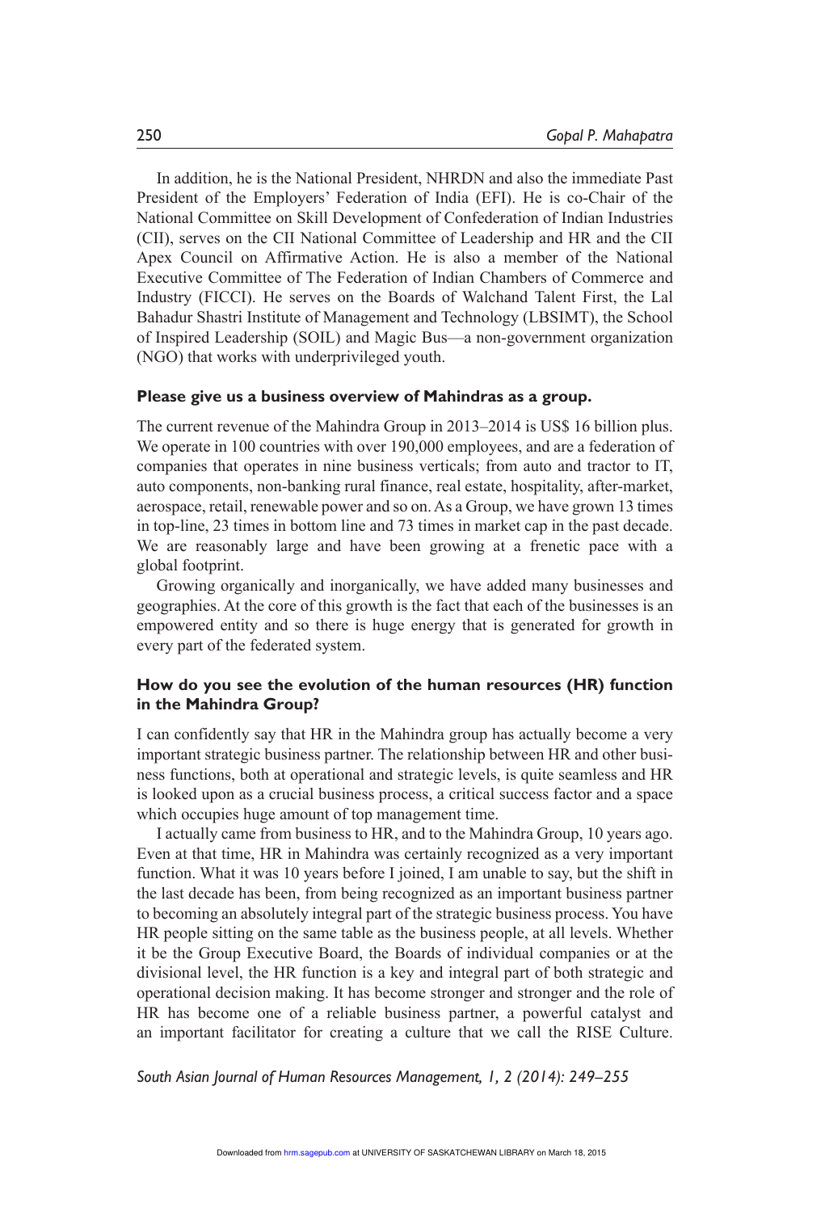In addition, he is the National President, NHRDN and also the immediate Past President of the Employers' Federation of India (EFI). He is co-Chair of the National Committee on Skill Development of Confederation of Indian Industries (CII), serves on the CII National Committee of Leadership and HR and the CII Apex Council on Affirmative Action. He is also a member of the National Executive Committee of The Federation of Indian Chambers of Commerce and Industry (FICCI). He serves on the Boards of Walchand Talent First, the Lal Bahadur Shastri Institute of Management and Technology (LBSIMT), the School of Inspired Leadership (SOIL) and Magic Bus—a non-government organization (NGO) that works with underprivileged youth.

**Please give us a business overview of Mahindras as a group.**

The current revenue of the Mahindra Group in 2013–2014 is US$ 16 billion plus. We operate in 100 countries with over 190,000 employees, and are a federation of companies that operates in nine business verticals; from auto and tractor to IT, auto components, non-banking rural finance, real estate, hospitality, after-market, aerospace, retail, renewable power and so on. As a Group, we have grown 13 times in top-line, 23 times in bottom line and 73 times in market cap in the past decade. We are reasonably large and have been growing at a frenetic pace with a global footprint.

Growing organically and inorganically, we have added many businesses and geographies. At the core of this growth is the fact that each of the businesses is an empowered entity and so there is huge energy that is generated for growth in every part of the federated system.

**How do you see the evolution of the human resources (HR) function in the Mahindra Group?**

I can confidently say that HR in the Mahindra group has actually become a very important strategic business partner. The relationship between HR and other business functions, both at operational and strategic levels, is quite seamless and HR is looked upon as a crucial business process, a critical success factor and a space which occupies huge amount of top management time.

I actually came from business to HR, and to the Mahindra Group, 10 years ago. Even at that time, HR in Mahindra was certainly recognized as a very important function. What it was 10 years before I joined, I am unable to say, but the shift in the last decade has been, from being recognized as an important business partner to becoming an absolutely integral part of the strategic business process. You have HR people sitting on the same table as the business people, at all levels. Whether it be the Group Executive Board, the Boards of individual companies or at the divisional level, the HR function is a key and integral part of both strategic and operational decision making. It has become stronger and stronger and the role of HR has become one of a reliable business partner, a powerful catalyst and an important facilitator for creating a culture that we call the RISE Culture.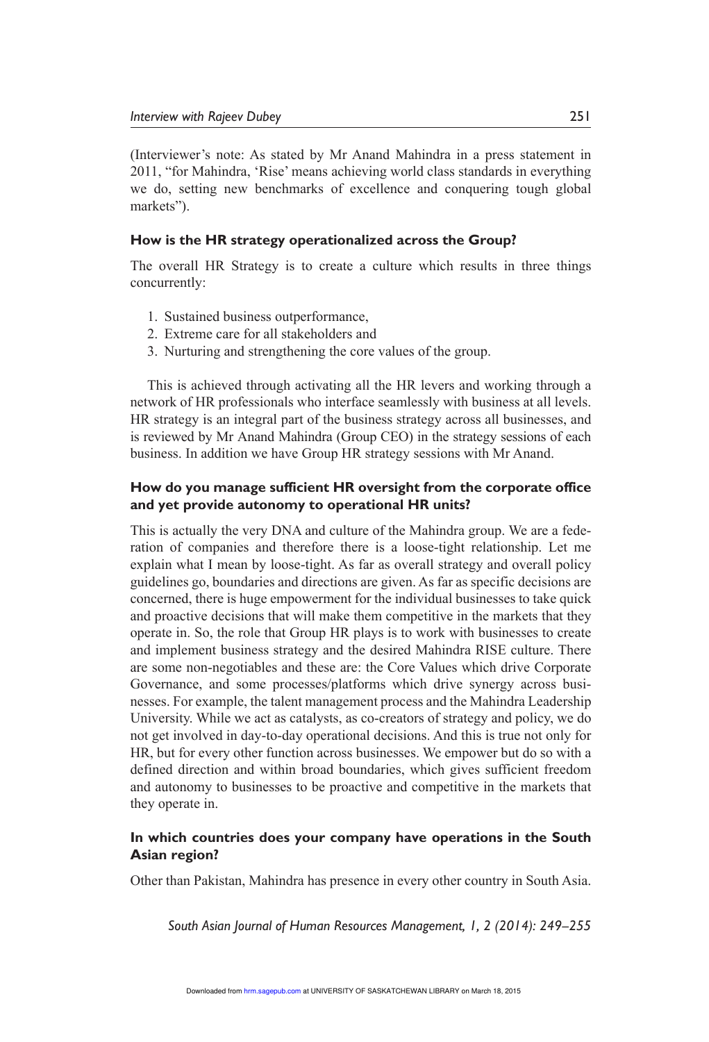(Interviewer's note: As stated by Mr Anand Mahindra in a press statement in 2011, "for Mahindra, 'Rise' means achieving world class standards in everything we do, setting new benchmarks of excellence and conquering tough global markets").

**How is the HR strategy operationalized across the Group?**

The overall HR Strategy is to create a culture which results in three things concurrently:

1. Sustained business outperformance,
2. Extreme care for all stakeholders and
3. Nurturing and strengthening the core values of the group.

This is achieved through activating all the HR levers and working through a network of HR professionals who interface seamlessly with business at all levels. HR strategy is an integral part of the business strategy across all businesses, and is reviewed by Mr Anand Mahindra (Group CEO) in the strategy sessions of each business. In addition we have Group HR strategy sessions with Mr Anand.

**How do you manage sufficient HR oversight from the corporate office and yet provide autonomy to operational HR units?**

This is actually the very DNA and culture of the Mahindra group. We are a federation of companies and therefore there is a loose-tight relationship. Let me explain what I mean by loose-tight. As far as overall strategy and overall policy guidelines go, boundaries and directions are given. As far as specific decisions are concerned, there is huge empowerment for the individual businesses to take quick and proactive decisions that will make them competitive in the markets that they operate in. So, the role that Group HR plays is to work with businesses to create and implement business strategy and the desired Mahindra RISE culture. There are some non-negotiables and these are: the Core Values which drive Corporate Governance, and some processes/platforms which drive synergy across businesses. For example, the talent management process and the Mahindra Leadership University. While we act as catalysts, as co-creators of strategy and policy, we do not get involved in day-to-day operational decisions. And this is true not only for HR, but for every other function across businesses. We empower but do so with a defined direction and within broad boundaries, which gives sufficient freedom and autonomy to businesses to be proactive and competitive in the markets that they operate in.

**In which countries does your company have operations in the South Asian region?**

Other than Pakistan, Mahindra has presence in every other country in South Asia.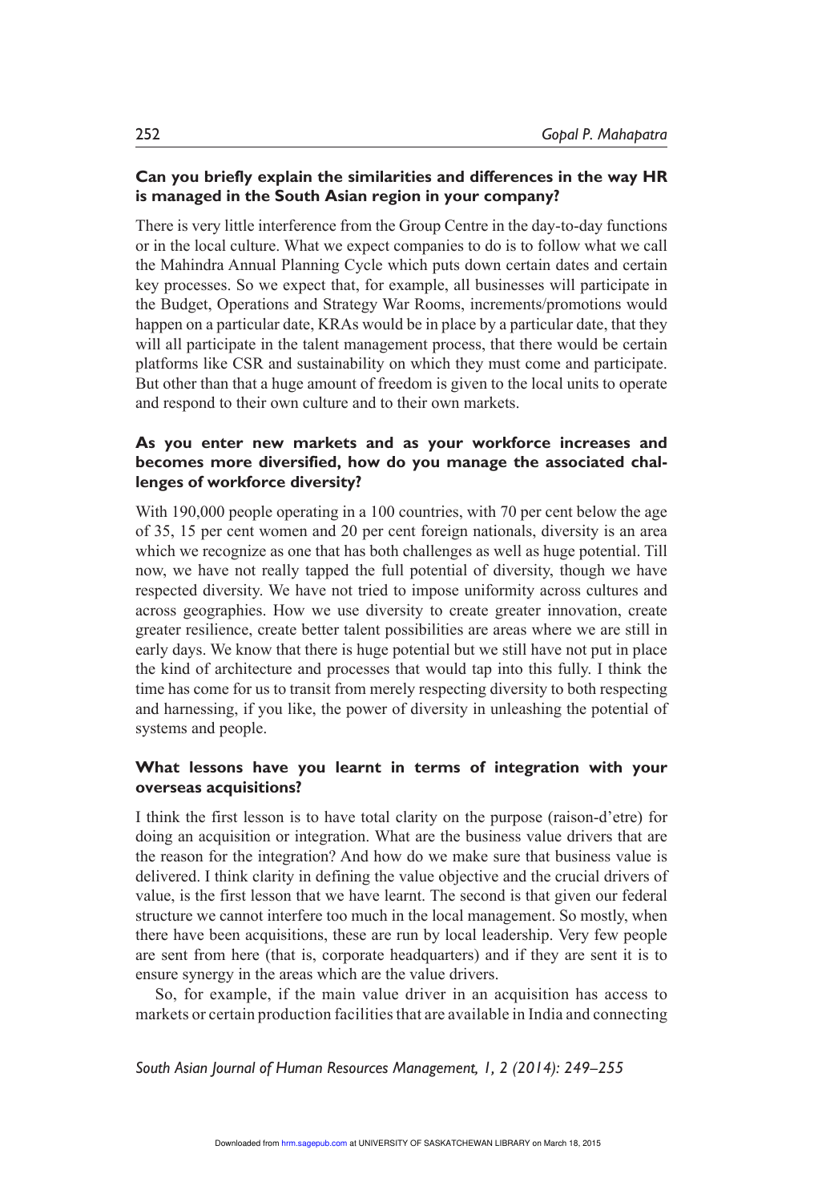**Can you briefly explain the similarities and differences in the way HR is managed in the South Asian region in your company?**

There is very little interference from the Group Centre in the day-to-day functions or in the local culture. What we expect companies to do is to follow what we call the Mahindra Annual Planning Cycle which puts down certain dates and certain key processes. So we expect that, for example, all businesses will participate in the Budget, Operations and Strategy War Rooms, increments/promotions would happen on a particular date, KRAs would be in place by a particular date, that they will all participate in the talent management process, that there would be certain platforms like CSR and sustainability on which they must come and participate. But other than that a huge amount of freedom is given to the local units to operate and respond to their own culture and to their own markets.

**As you enter new markets and as your workforce increases and becomes more diversified, how do you manage the associated challenges of workforce diversity?**

With 190,000 people operating in a 100 countries, with 70 per cent below the age of 35, 15 per cent women and 20 per cent foreign nationals, diversity is an area which we recognize as one that has both challenges as well as huge potential. Till now, we have not really tapped the full potential of diversity, though we have respected diversity. We have not tried to impose uniformity across cultures and across geographies. How we use diversity to create greater innovation, create greater resilience, create better talent possibilities are areas where we are still in early days. We know that there is huge potential but we still have not put in place the kind of architecture and processes that would tap into this fully. I think the time has come for us to transit from merely respecting diversity to both respecting and harnessing, if you like, the power of diversity in unleashing the potential of systems and people.

**What lessons have you learnt in terms of integration with your overseas acquisitions?**

I think the first lesson is to have total clarity on the purpose (raison-d'etre) for doing an acquisition or integration. What are the business value drivers that are the reason for the integration? And how do we make sure that business value is delivered. I think clarity in defining the value objective and the crucial drivers of value, is the first lesson that we have learnt. The second is that given our federal structure we cannot interfere too much in the local management. So mostly, when there have been acquisitions, these are run by local leadership. Very few people are sent from here (that is, corporate headquarters) and if they are sent it is to ensure synergy in the areas which are the value drivers.

So, for example, if the main value driver in an acquisition has access to markets or certain production facilities that are available in India and connecting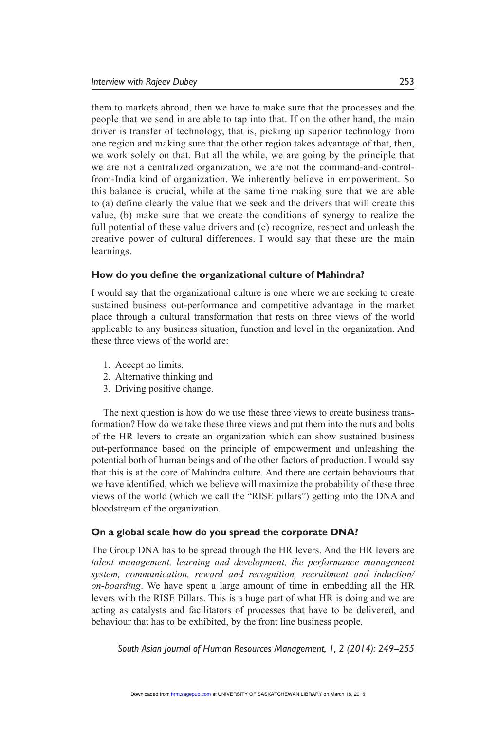them to markets abroad, then we have to make sure that the processes and the people that we send in are able to tap into that. If on the other hand, the main driver is transfer of technology, that is, picking up superior technology from one region and making sure that the other region takes advantage of that, then, we work solely on that. But all the while, we are going by the principle that we are not a centralized organization, we are not the command-and-control-from-India kind of organization. We inherently believe in empowerment. So this balance is crucial, while at the same time making sure that we are able to (a) define clearly the value that we seek and the drivers that will create this value, (b) make sure that we create the conditions of synergy to realize the full potential of these value drivers and (c) recognize, respect and unleash the creative power of cultural differences. I would say that these are the main learnings.

**How do you define the organizational culture of Mahindra?**

I would say that the organizational culture is one where we are seeking to create sustained business out-performance and competitive advantage in the market place through a cultural transformation that rests on three views of the world applicable to any business situation, function and level in the organization. And these three views of the world are:

1. Accept no limits,
2. Alternative thinking and
3. Driving positive change.

The next question is how do we use these three views to create business transformation? How do we take these three views and put them into the nuts and bolts of the HR levers to create an organization which can show sustained business out-performance based on the principle of empowerment and unleashing the potential both of human beings and of the other factors of production. I would say that this is at the core of Mahindra culture. And there are certain behaviours that we have identified, which we believe will maximize the probability of these three views of the world (which we call the "RISE pillars") getting into the DNA and bloodstream of the organization.

**On a global scale how do you spread the corporate DNA?**

The Group DNA has to be spread through the HR levers. And the HR levers are *talent management, learning and development, the performance management system, communication, reward and recognition, recruitment and induction/on-boarding*. We have spent a large amount of time in embedding all the HR levers with the RISE Pillars. This is a huge part of what HR is doing and we are acting as catalysts and facilitators of processes that have to be delivered, and behaviour that has to be exhibited, by the front line business people.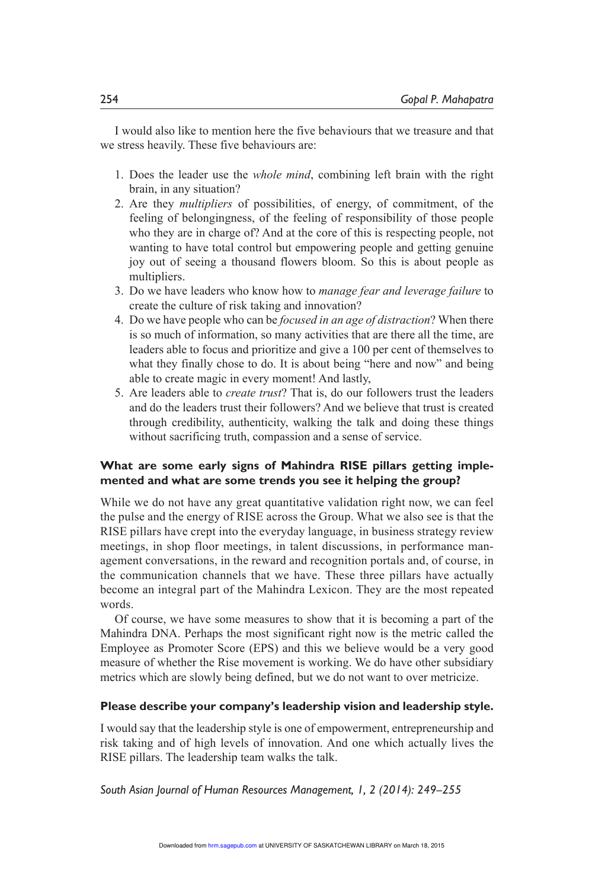I would also like to mention here the five behaviours that we treasure and that we stress heavily. These five behaviours are:

1. Does the leader use the *whole mind*, combining left brain with the right brain, in any situation?
2. Are they *multipliers* of possibilities, of energy, of commitment, of the feeling of belongingness, of the feeling of responsibility of those people who they are in charge of? And at the core of this is respecting people, not wanting to have total control but empowering people and getting genuine joy out of seeing a thousand flowers bloom. So this is about people as multipliers.
3. Do we have leaders who know how to *manage fear and leverage failure* to create the culture of risk taking and innovation?
4. Do we have people who can be *focused in an age of distraction*? When there is so much of information, so many activities that are there all the time, are leaders able to focus and prioritize and give a 100 per cent of themselves to what they finally chose to do. It is about being "here and now" and being able to create magic in every moment! And lastly,
5. Are leaders able to *create trust*? That is, do our followers trust the leaders and do the leaders trust their followers? And we believe that trust is created through credibility, authenticity, walking the talk and doing these things without sacrificing truth, compassion and a sense of service.

**What are some early signs of Mahindra RISE pillars getting implemented and what are some trends you see it helping the group?**

While we do not have any great quantitative validation right now, we can feel the pulse and the energy of RISE across the Group. What we also see is that the RISE pillars have crept into the everyday language, in business strategy review meetings, in shop floor meetings, in talent discussions, in performance management conversations, in the reward and recognition portals and, of course, in the communication channels that we have. These three pillars have actually become an integral part of the Mahindra Lexicon. They are the most repeated words.

Of course, we have some measures to show that it is becoming a part of the Mahindra DNA. Perhaps the most significant right now is the metric called the Employee as Promoter Score (EPS) and this we believe would be a very good measure of whether the Rise movement is working. We do have other subsidiary metrics which are slowly being defined, but we do not want to over metricize.

**Please describe your company's leadership vision and leadership style.**

I would say that the leadership style is one of empowerment, entrepreneurship and risk taking and of high levels of innovation. And one which actually lives the RISE pillars. The leadership team walks the talk.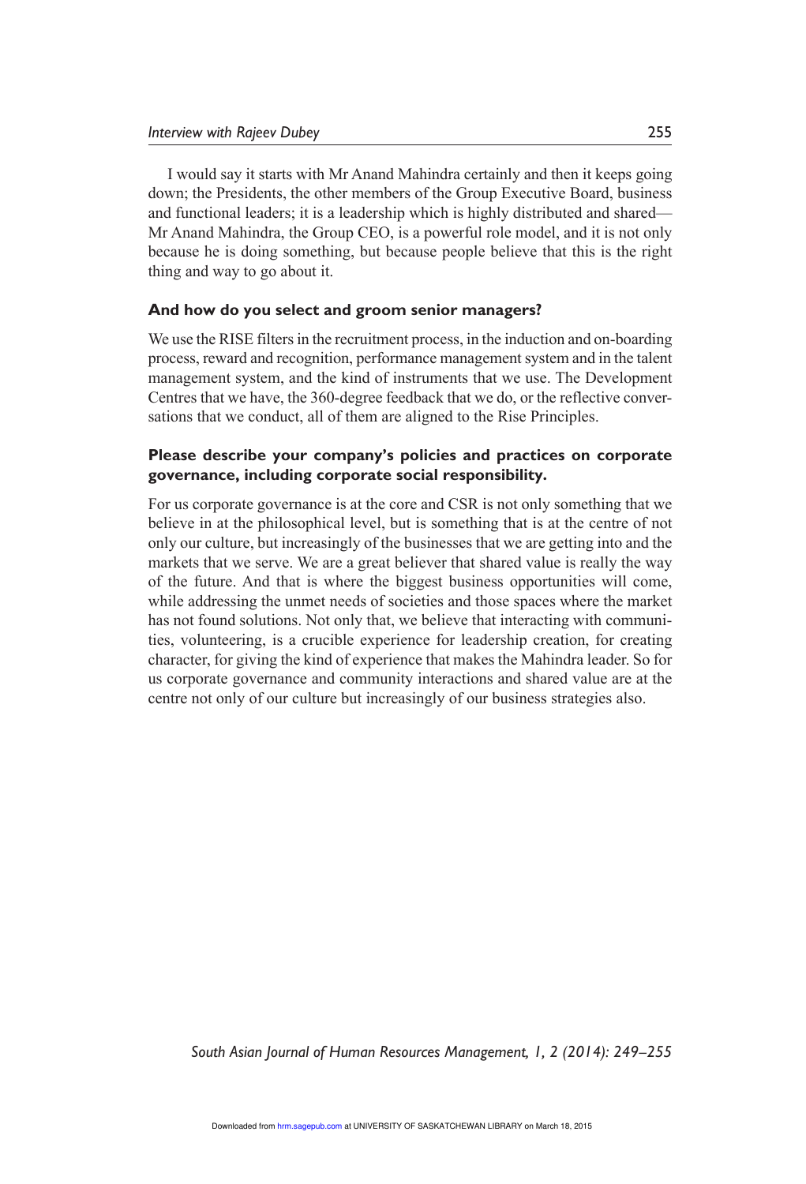I would say it starts with Mr Anand Mahindra certainly and then it keeps going down; the Presidents, the other members of the Group Executive Board, business and functional leaders; it is a leadership which is highly distributed and shared—Mr Anand Mahindra, the Group CEO, is a powerful role model, and it is not only because he is doing something, but because people believe that this is the right thing and way to go about it.

**And how do you select and groom senior managers?**

We use the RISE filters in the recruitment process, in the induction and on-boarding process, reward and recognition, performance management system and in the talent management system, and the kind of instruments that we use. The Development Centres that we have, the 360-degree feedback that we do, or the reflective conversations that we conduct, all of them are aligned to the Rise Principles.

**Please describe your company's policies and practices on corporate governance, including corporate social responsibility.**

For us corporate governance is at the core and CSR is not only something that we believe in at the philosophical level, but is something that is at the centre of not only our culture, but increasingly of the businesses that we are getting into and the markets that we serve. We are a great believer that shared value is really the way of the future. And that is where the biggest business opportunities will come, while addressing the unmet needs of societies and those spaces where the market has not found solutions. Not only that, we believe that interacting with communities, volunteering, is a crucible experience for leadership creation, for creating character, for giving the kind of experience that makes the Mahindra leader. So for us corporate governance and community interactions and shared value are at the centre not only of our culture but increasingly of our business strategies also.